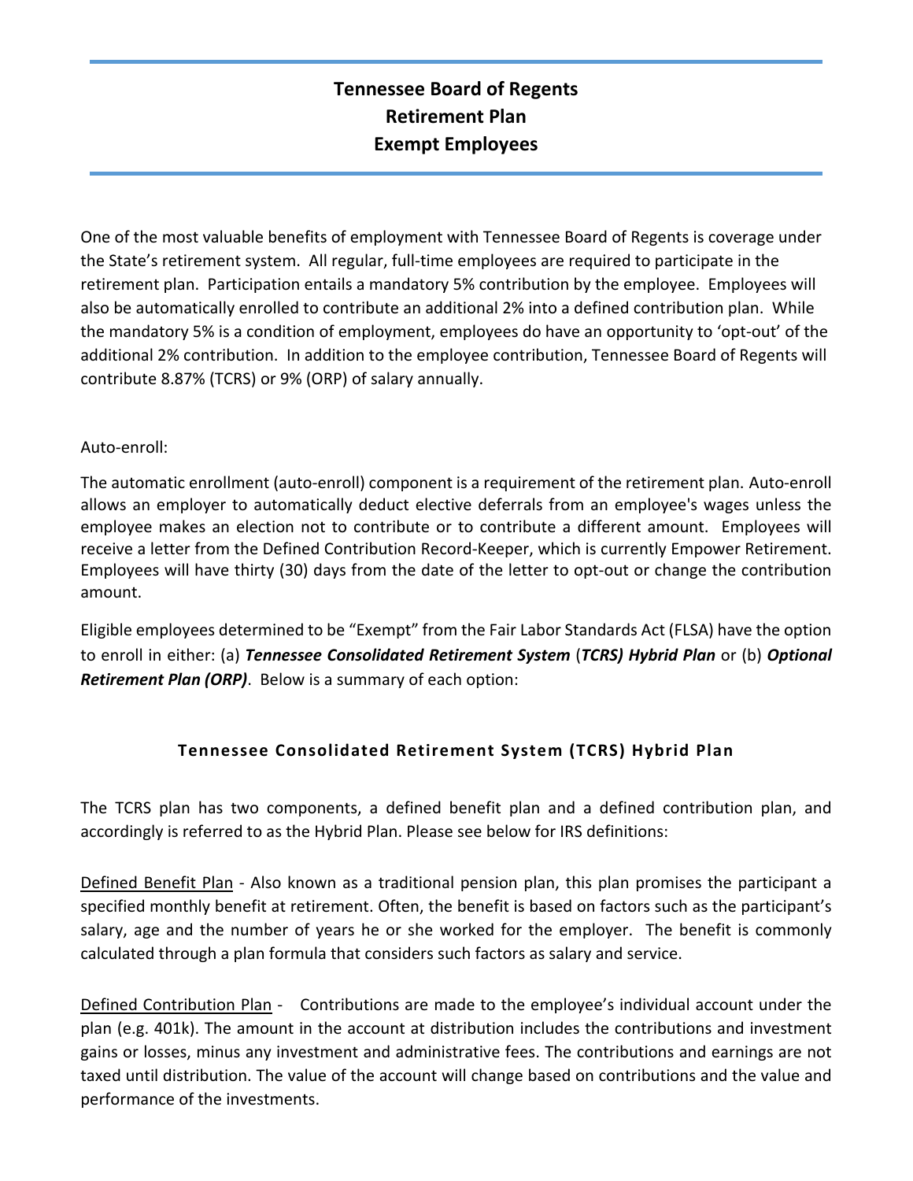# Tennessee Board of Regents
# Retirement Plan
# Exempt Employees

One of the most valuable benefits of employment with Tennessee Board of Regents is coverage under the State's retirement system. All regular, full-time employees are required to participate in the retirement plan. Participation entails a mandatory 5% contribution by the employee. Employees will also be automatically enrolled to contribute an additional 2% into a defined contribution plan. While the mandatory 5% is a condition of employment, employees do have an opportunity to 'opt-out' of the additional 2% contribution. In addition to the employee contribution, Tennessee Board of Regents will contribute 8.87% (TCRS) or 9% (ORP) of salary annually.

Auto-enroll:

The automatic enrollment (auto-enroll) component is a requirement of the retirement plan. Auto-enroll allows an employer to automatically deduct elective deferrals from an employee's wages unless the employee makes an election not to contribute or to contribute a different amount. Employees will receive a letter from the Defined Contribution Record-Keeper, which is currently Empower Retirement. Employees will have thirty (30) days from the date of the letter to opt-out or change the contribution amount.

Eligible employees determined to be "Exempt" from the Fair Labor Standards Act (FLSA) have the option to enroll in either: (a) ***Tennessee Consolidated Retirement System*** (***TCRS) Hybrid Plan*** or (b) ***Optional Retirement Plan (ORP)***. Below is a summary of each option:

## Tennessee Consolidated Retirement System (TCRS) Hybrid Plan

The TCRS plan has two components, a defined benefit plan and a defined contribution plan, and accordingly is referred to as the Hybrid Plan. Please see below for IRS definitions:

<u>Defined Benefit Plan</u> - Also known as a traditional pension plan, this plan promises the participant a specified monthly benefit at retirement. Often, the benefit is based on factors such as the participant's salary, age and the number of years he or she worked for the employer. The benefit is commonly calculated through a plan formula that considers such factors as salary and service.

<u>Defined Contribution Plan</u> - Contributions are made to the employee's individual account under the plan (e.g. 401k). The amount in the account at distribution includes the contributions and investment gains or losses, minus any investment and administrative fees. The contributions and earnings are not taxed until distribution. The value of the account will change based on contributions and the value and performance of the investments.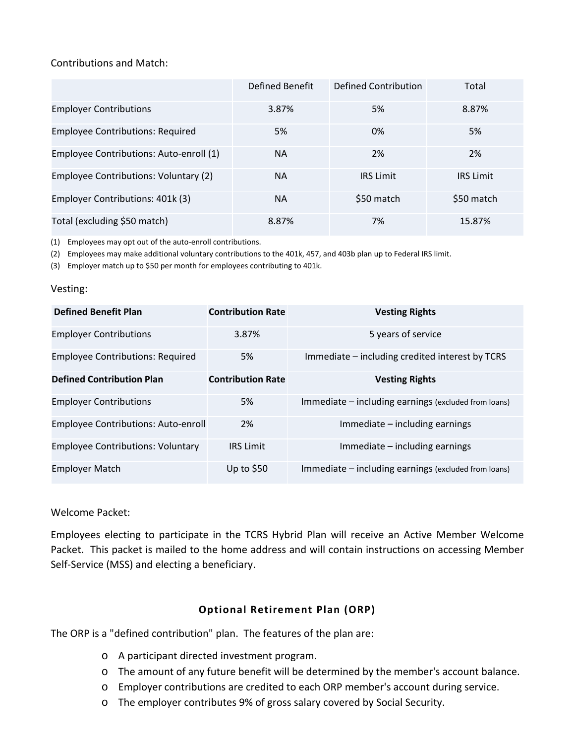Contributions and Match:

| | Defined Benefit | Defined Contribution | Total |
|---|---|---|---|
| Employer Contributions | 3.87% | 5% | 8.87% |
| Employee Contributions: Required | 5% | 0% | 5% |
| Employee Contributions: Auto-enroll (1) | NA | 2% | 2% |
| Employee Contributions: Voluntary (2) | NA | IRS Limit | IRS Limit |
| Employer Contributions: 401k (3) | NA | $50 match | $50 match |
| Total (excluding $50 match) | 8.87% | 7% | 15.87% |

(1) Employees may opt out of the auto-enroll contributions.

(2) Employees may make additional voluntary contributions to the 401k, 457, and 403b plan up to Federal IRS limit.

(3) Employer match up to $50 per month for employees contributing to 401k.

Vesting:

| **Defined Benefit Plan** | **Contribution Rate** | **Vesting Rights** |
|---|---|---|
| Employer Contributions | 3.87% | 5 years of service |
| Employee Contributions: Required | 5% | Immediate – including credited interest by TCRS |
| **Defined Contribution Plan** | **Contribution Rate** | **Vesting Rights** |
| Employer Contributions | 5% | Immediate – including earnings (excluded from loans) |
| Employee Contributions: Auto-enroll | 2% | Immediate – including earnings |
| Employee Contributions: Voluntary | IRS Limit | Immediate – including earnings |
| Employer Match | Up to $50 | Immediate – including earnings (excluded from loans) |

Welcome Packet:

Employees electing to participate in the TCRS Hybrid Plan will receive an Active Member Welcome Packet. This packet is mailed to the home address and will contain instructions on accessing Member Self-Service (MSS) and electing a beneficiary.

## Optional Retirement Plan (ORP)

The ORP is a "defined contribution" plan. The features of the plan are:

- A participant directed investment program.
- The amount of any future benefit will be determined by the member's account balance.
- Employer contributions are credited to each ORP member's account during service.
- The employer contributes 9% of gross salary covered by Social Security.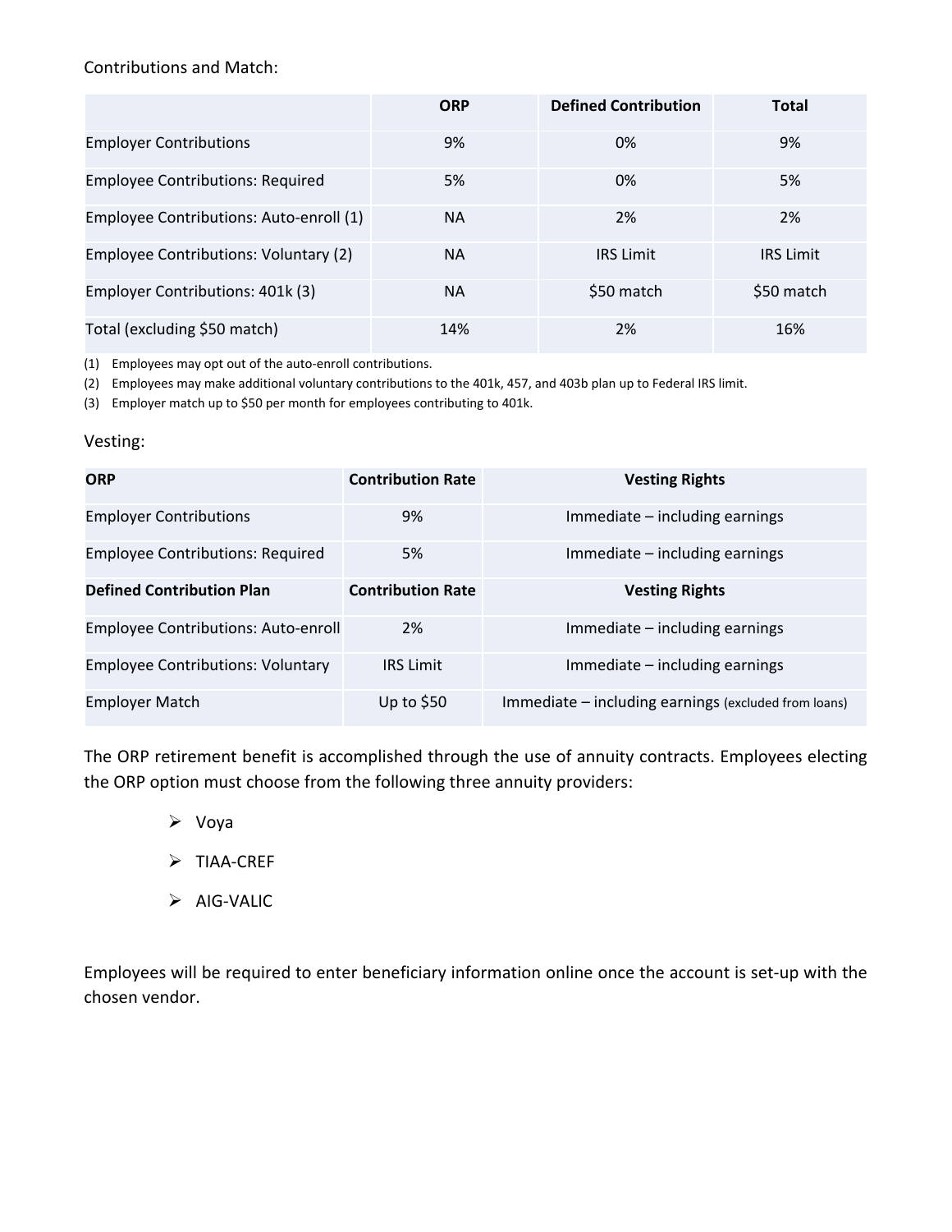Contributions and Match:

| | ORP | Defined Contribution | Total |
|---|---|---|---|
| Employer Contributions | 9% | 0% | 9% |
| Employee Contributions: Required | 5% | 0% | 5% |
| Employee Contributions: Auto-enroll (1) | NA | 2% | 2% |
| Employee Contributions: Voluntary (2) | NA | IRS Limit | IRS Limit |
| Employer Contributions: 401k (3) | NA | $50 match | $50 match |
| Total (excluding $50 match) | 14% | 2% | 16% |

(1) Employees may opt out of the auto-enroll contributions.

(2) Employees may make additional voluntary contributions to the 401k, 457, and 403b plan up to Federal IRS limit.

(3) Employer match up to $50 per month for employees contributing to 401k.

Vesting:

| **ORP** | **Contribution Rate** | **Vesting Rights** |
|---|---|---|
| Employer Contributions | 9% | Immediate – including earnings |
| Employee Contributions: Required | 5% | Immediate – including earnings |
| **Defined Contribution Plan** | **Contribution Rate** | **Vesting Rights** |
| Employee Contributions: Auto-enroll | 2% | Immediate – including earnings |
| Employee Contributions: Voluntary | IRS Limit | Immediate – including earnings |
| Employer Match | Up to $50 | Immediate – including earnings (excluded from loans) |

The ORP retirement benefit is accomplished through the use of annuity contracts. Employees electing the ORP option must choose from the following three annuity providers:

- Voya
- TIAA-CREF
- AIG-VALIC

Employees will be required to enter beneficiary information online once the account is set-up with the chosen vendor.